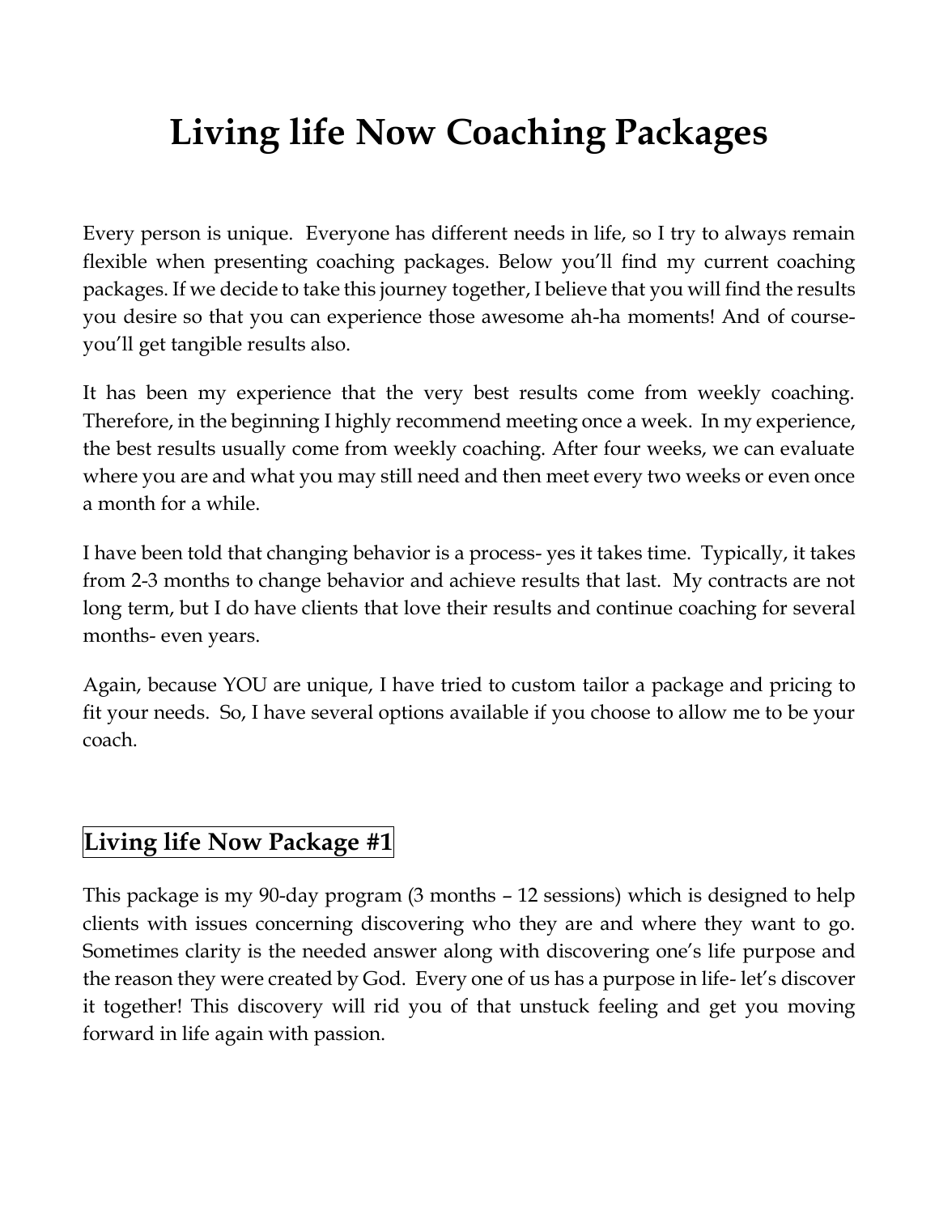# Living life Now Coaching Packages

Every person is unique. Everyone has different needs in life, so I try to always remain flexible when presenting coaching packages. Below you'll find my current coaching packages. If we decide to take this journey together, I believe that you will find the results you desire so that you can experience those awesome ah-ha moments! And of course- you'll get tangible results also.

It has been my experience that the very best results come from weekly coaching. Therefore, in the beginning I highly recommend meeting once a week. In my experience, the best results usually come from weekly coaching. After four weeks, we can evaluate where you are and what you may still need and then meet every two weeks or even once a month for a while.

I have been told that changing behavior is a process- yes it takes time. Typically, it takes from 2-3 months to change behavior and achieve results that last. My contracts are not long term, but I do have clients that love their results and continue coaching for several months- even years.

Again, because YOU are unique, I have tried to custom tailor a package and pricing to fit your needs. So, I have several options available if you choose to allow me to be your coach.

## Living life Now Package #1

This package is my 90-day program (3 months – 12 sessions) which is designed to help clients with issues concerning discovering who they are and where they want to go. Sometimes clarity is the needed answer along with discovering one's life purpose and the reason they were created by God. Every one of us has a purpose in life- let's discover it together! This discovery will rid you of that unstuck feeling and get you moving forward in life again with passion.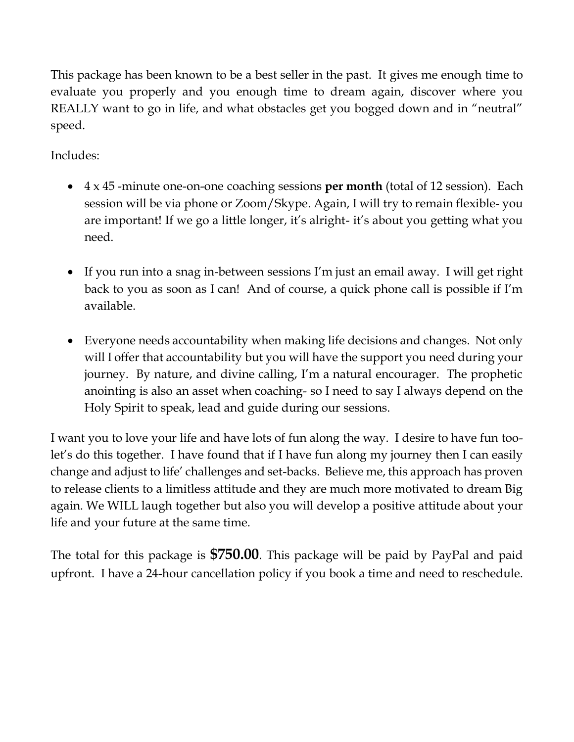This package has been known to be a best seller in the past. It gives me enough time to evaluate you properly and you enough time to dream again, discover where you REALLY want to go in life, and what obstacles get you bogged down and in "neutral" speed.

Includes:

- 4 x 45 -minute one-on-one coaching sessions **per month** (total of 12 session). Each session will be via phone or Zoom/Skype. Again, I will try to remain flexible- you are important! If we go a little longer, it's alright- it's about you getting what you need.

- If you run into a snag in-between sessions I'm just an email away. I will get right back to you as soon as I can! And of course, a quick phone call is possible if I'm available.

- Everyone needs accountability when making life decisions and changes. Not only will I offer that accountability but you will have the support you need during your journey. By nature, and divine calling, I'm a natural encourager. The prophetic anointing is also an asset when coaching- so I need to say I always depend on the Holy Spirit to speak, lead and guide during our sessions.

I want you to love your life and have lots of fun along the way. I desire to have fun too- let's do this together. I have found that if I have fun along my journey then I can easily change and adjust to life' challenges and set-backs. Believe me, this approach has proven to release clients to a limitless attitude and they are much more motivated to dream Big again. We WILL laugh together but also you will develop a positive attitude about your life and your future at the same time.

The total for this package is **$750.00**. This package will be paid by PayPal and paid upfront. I have a 24-hour cancellation policy if you book a time and need to reschedule.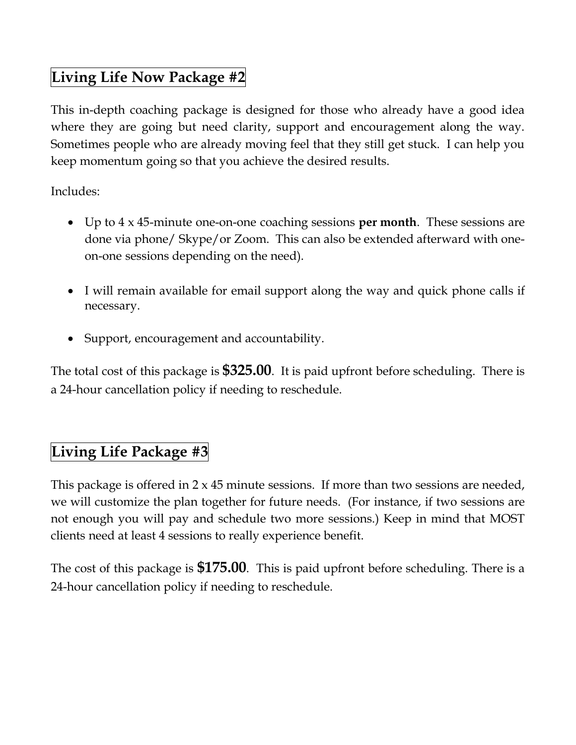## Living Life Now Package #2

This in-depth coaching package is designed for those who already have a good idea where they are going but need clarity, support and encouragement along the way. Sometimes people who are already moving feel that they still get stuck. I can help you keep momentum going so that you achieve the desired results.

Includes:

- Up to 4 x 45-minute one-on-one coaching sessions **per month**. These sessions are done via phone/ Skype/or Zoom. This can also be extended afterward with one-on-one sessions depending on the need).
- I will remain available for email support along the way and quick phone calls if necessary.
- Support, encouragement and accountability.

The total cost of this package is **$325.00**. It is paid upfront before scheduling. There is a 24-hour cancellation policy if needing to reschedule.

## Living Life Package #3

This package is offered in 2 x 45 minute sessions. If more than two sessions are needed, we will customize the plan together for future needs. (For instance, if two sessions are not enough you will pay and schedule two more sessions.) Keep in mind that MOST clients need at least 4 sessions to really experience benefit.

The cost of this package is **$175.00**. This is paid upfront before scheduling. There is a 24-hour cancellation policy if needing to reschedule.